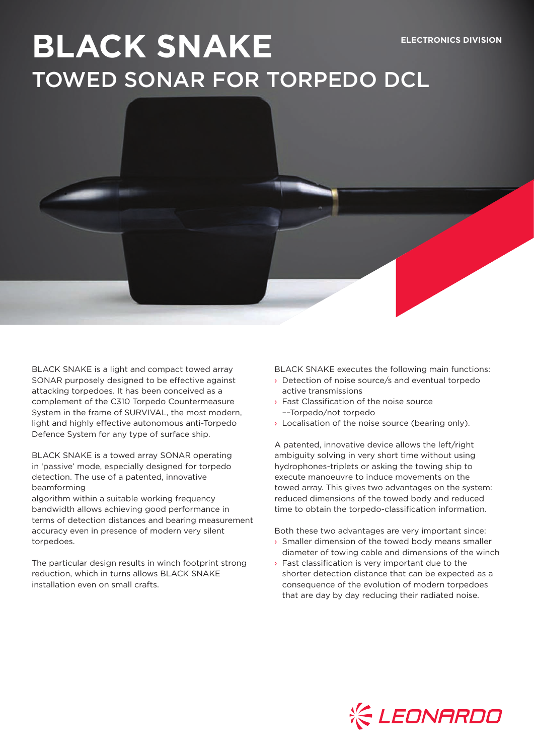ELECTRONICS DIVISION

# BLACK SNAKE

## TOWED SONAR FOR TORPEDO DCL

BLACK SNAKE is a light and compact towed array SONAR purposely designed to be effective against attacking torpedoes. It has been conceived as a complement of the C310 Torpedo Countermeasure System in the frame of SURVIVAL, the most modern, light and highly effective autonomous anti-Torpedo Defence System for any type of surface ship.

BLACK SNAKE is a towed array SONAR operating in 'passive' mode, especially designed for torpedo detection. The use of a patented, innovative beamforming
algorithm within a suitable working frequency bandwidth allows achieving good performance in terms of detection distances and bearing measurement accuracy even in presence of modern very silent torpedoes.

The particular design results in winch footprint strong reduction, which in turns allows BLACK SNAKE installation even on small crafts.

BLACK SNAKE executes the following main functions:

- Detection of noise source/s and eventual torpedo active transmissions
- Fast Classification of the noise source ––Torpedo/not torpedo
- Localisation of the noise source (bearing only).

A patented, innovative device allows the left/right ambiguity solving in very short time without using hydrophones-triplets or asking the towing ship to execute manoeuvre to induce movements on the towed array. This gives two advantages on the system: reduced dimensions of the towed body and reduced time to obtain the torpedo-classification information.

Both these two advantages are very important since:

- Smaller dimension of the towed body means smaller diameter of towing cable and dimensions of the winch
- Fast classification is very important due to the shorter detection distance that can be expected as a consequence of the evolution of modern torpedoes that are day by day reducing their radiated noise.

LEONARDO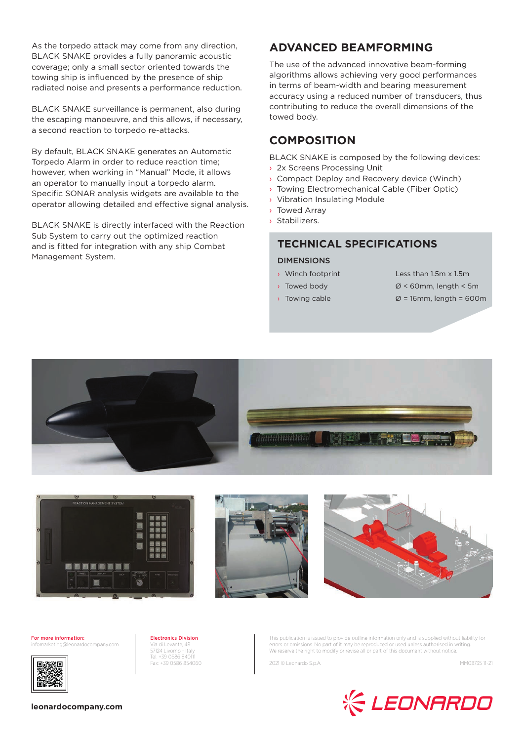As the torpedo attack may come from any direction, BLACK SNAKE provides a fully panoramic acoustic coverage; only a small sector oriented towards the towing ship is influenced by the presence of ship radiated noise and presents a performance reduction.

BLACK SNAKE surveillance is permanent, also during the escaping manoeuvre, and this allows, if necessary, a second reaction to torpedo re-attacks.

By default, BLACK SNAKE generates an Automatic Torpedo Alarm in order to reduce reaction time; however, when working in "Manual" Mode, it allows an operator to manually input a torpedo alarm. Specific SONAR analysis widgets are available to the operator allowing detailed and effective signal analysis.

BLACK SNAKE is directly interfaced with the Reaction Sub System to carry out the optimized reaction and is fitted for integration with any ship Combat Management System.

## ADVANCED BEAMFORMING

The use of the advanced innovative beam-forming algorithms allows achieving very good performances in terms of beam-width and bearing measurement accuracy using a reduced number of transducers, thus contributing to reduce the overall dimensions of the towed body.

## COMPOSITION

BLACK SNAKE is composed by the following devices:

- 2x Screens Processing Unit
- Compact Deploy and Recovery device (Winch)
- Towing Electromechanical Cable (Fiber Optic)
- Vibration Insulating Module
- Towed Array
- Stabilizers.

## TECHNICAL SPECIFICATIONS

### DIMENSIONS

| | |
|---|---|
| Winch footprint | Less than 1.5m x 1.5m |
| Towed body | Ø < 60mm, length < 5m |
| Towing cable | Ø = 16mm, length = 600m |

**For more information:**
infomarketing@leonardocompany.com

**Electronics Division**
Via di Levante, 48
57124 Livorno - Italy
Tel. +39 0586 840111
Fax +39 0586 854060

This publication is issued to provide outline information only and is supplied without liability for errors or omissions. No part of it may be reproduced or used unless authorised in writing. We reserve the right to modify or revise all or part of this document without notice.

2021 © Leonardo S.p.A.

MM08735 11-21

**leonardocompany.com**

LEONARDO